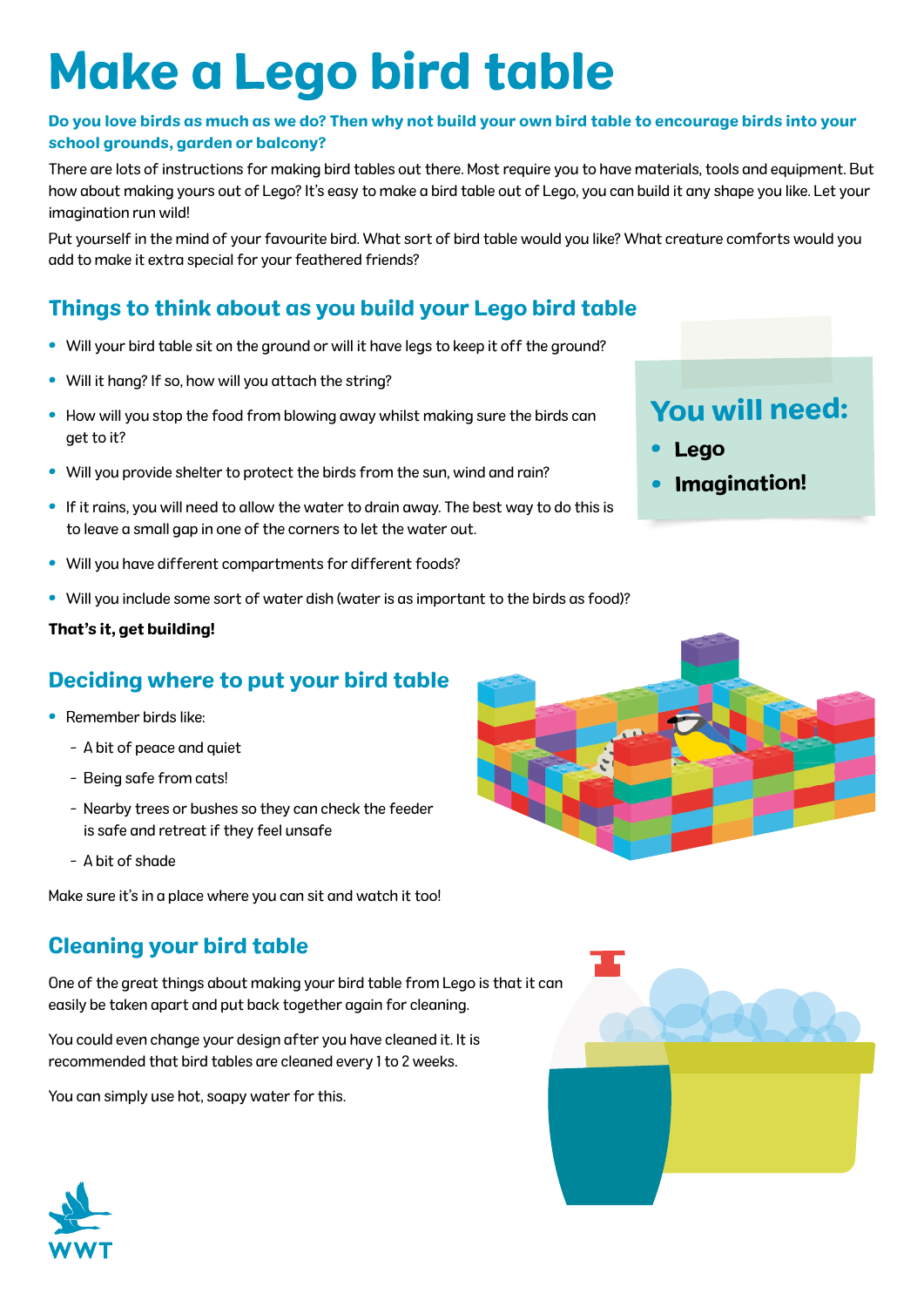# Make a Lego bird table

**Do you love birds as much as we do? Then why not build your own bird table to encourage birds into your school grounds, garden or balcony?**

There are lots of instructions for making bird tables out there. Most require you to have materials, tools and equipment. But how about making yours out of Lego? It's easy to make a bird table out of Lego, you can build it any shape you like. Let your imagination run wild!

Put yourself in the mind of your favourite bird. What sort of bird table would you like? What creature comforts would you add to make it extra special for your feathered friends?

## Things to think about as you build your Lego bird table

- Will your bird table sit on the ground or will it have legs to keep it off the ground?
- Will it hang? If so, how will you attach the string?
- How will you stop the food from blowing away whilst making sure the birds can get to it?
- Will you provide shelter to protect the birds from the sun, wind and rain?
- If it rains, you will need to allow the water to drain away. The best way to do this is to leave a small gap in one of the corners to let the water out.
- Will you have different compartments for different foods?
- Will you include some sort of water dish (water is as important to the birds as food)?

**That's it, get building!**

## You will need:

- **Lego**
- **Imagination!**

## Deciding where to put your bird table

- Remember birds like:
  - A bit of peace and quiet
  - Being safe from cats!
  - Nearby trees or bushes so they can check the feeder is safe and retreat if they feel unsafe
  - A bit of shade

Make sure it's in a place where you can sit and watch it too!

## Cleaning your bird table

One of the great things about making your bird table from Lego is that it can easily be taken apart and put back together again for cleaning.

You could even change your design after you have cleaned it. It is recommended that bird tables are cleaned every 1 to 2 weeks.

You can simply use hot, soapy water for this.

WWT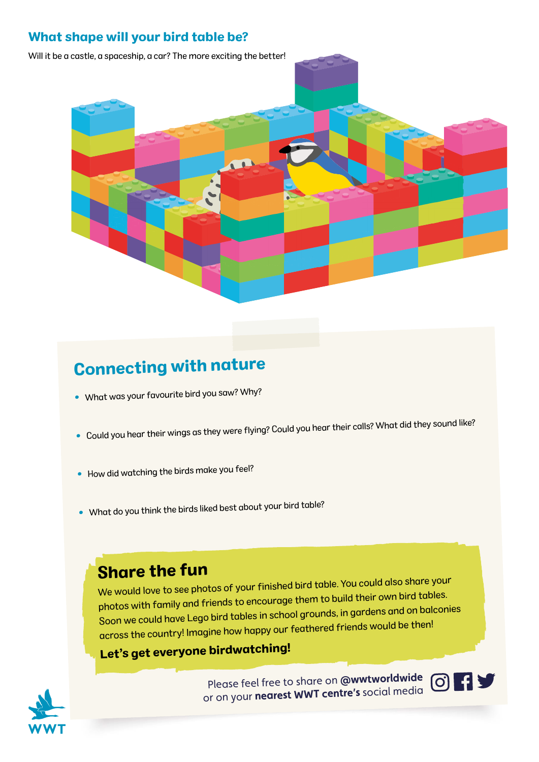## What shape will your bird table be?

Will it be a castle, a spaceship, a car? The more exciting the better!

## Connecting with nature

- What was your favourite bird you saw? Why?
- Could you hear their wings as they were flying? Could you hear their calls? What did they sound like?
- How did watching the birds make you feel?
- What do you think the birds liked best about your bird table?

## Share the fun

We would love to see photos of your finished bird table. You could also share your photos with family and friends to encourage them to build their own bird tables. Soon we could have Lego bird tables in school grounds, in gardens and on balconies across the country! Imagine how happy our feathered friends would be then!

**Let's get everyone birdwatching!**

Please feel free to share on **@wwtworldwide** or on your **nearest WWT centre's** social media

WWT